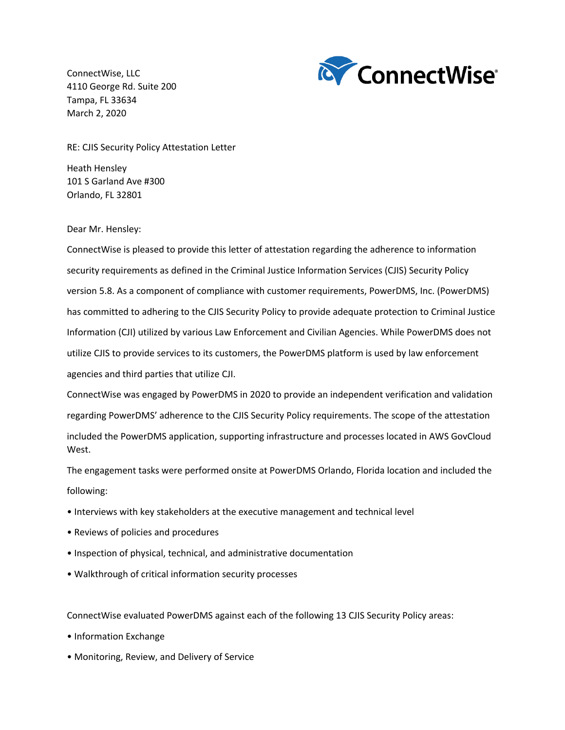ConnectWise, LLC
4110 George Rd. Suite 200
Tampa, FL 33634
March 2, 2020

RE: CJIS Security Policy Attestation Letter

Heath Hensley
101 S Garland Ave #300
Orlando, FL 32801

Dear Mr. Hensley:

ConnectWise is pleased to provide this letter of attestation regarding the adherence to information security requirements as defined in the Criminal Justice Information Services (CJIS) Security Policy version 5.8. As a component of compliance with customer requirements, PowerDMS, Inc. (PowerDMS) has committed to adhering to the CJIS Security Policy to provide adequate protection to Criminal Justice Information (CJI) utilized by various Law Enforcement and Civilian Agencies. While PowerDMS does not utilize CJIS to provide services to its customers, the PowerDMS platform is used by law enforcement agencies and third parties that utilize CJI.

ConnectWise was engaged by PowerDMS in 2020 to provide an independent verification and validation regarding PowerDMS' adherence to the CJIS Security Policy requirements. The scope of the attestation included the PowerDMS application, supporting infrastructure and processes located in AWS GovCloud West.

The engagement tasks were performed onsite at PowerDMS Orlando, Florida location and included the following:

- Interviews with key stakeholders at the executive management and technical level
- Reviews of policies and procedures
- Inspection of physical, technical, and administrative documentation
- Walkthrough of critical information security processes

ConnectWise evaluated PowerDMS against each of the following 13 CJIS Security Policy areas:

- Information Exchange
- Monitoring, Review, and Delivery of Service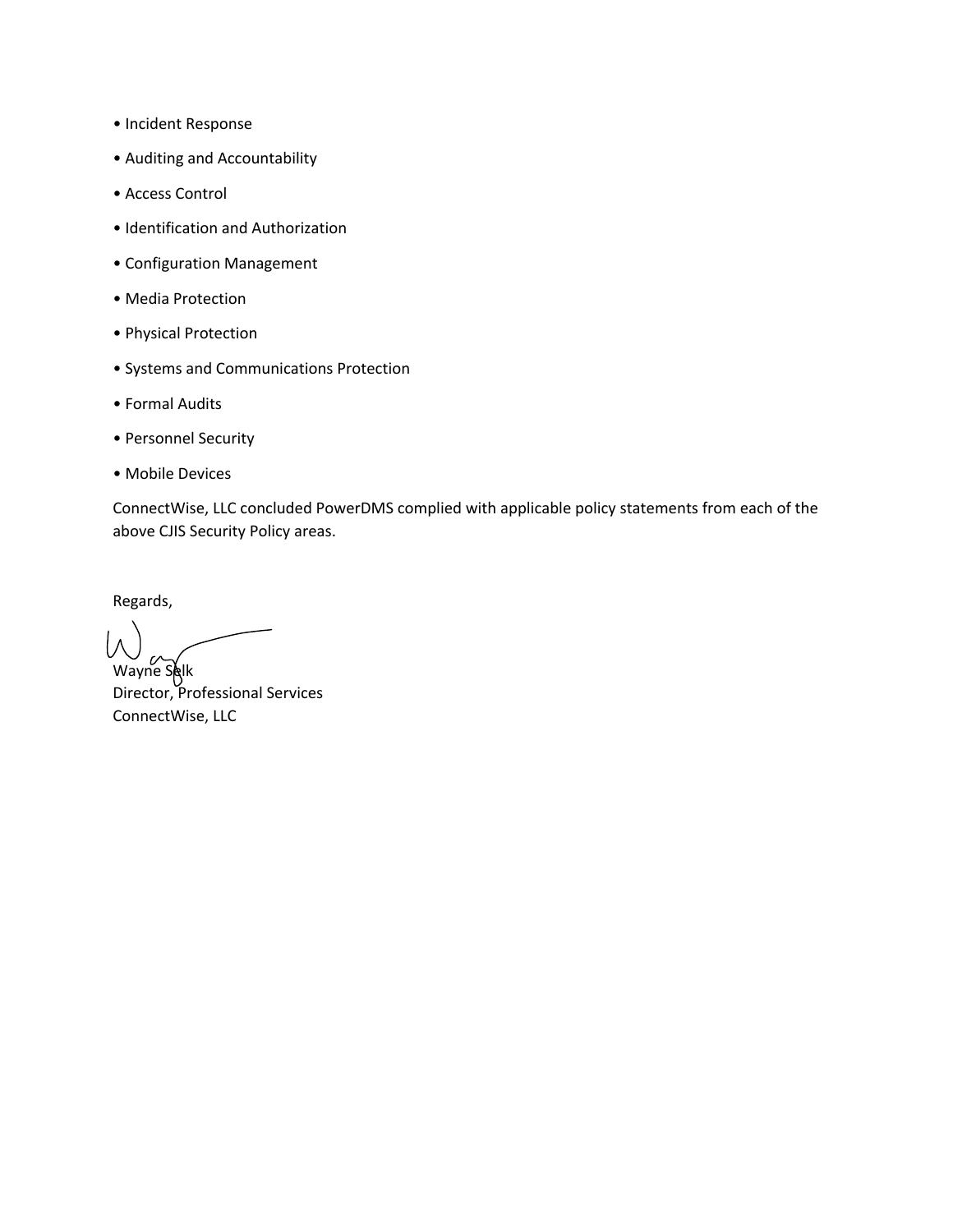- Incident Response
- Auditing and Accountability
- Access Control
- Identification and Authorization
- Configuration Management
- Media Protection
- Physical Protection
- Systems and Communications Protection
- Formal Audits
- Personnel Security
- Mobile Devices

ConnectWise, LLC concluded PowerDMS complied with applicable policy statements from each of the above CJIS Security Policy areas.

Regards,

Wayne Selk
Director, Professional Services
ConnectWise, LLC